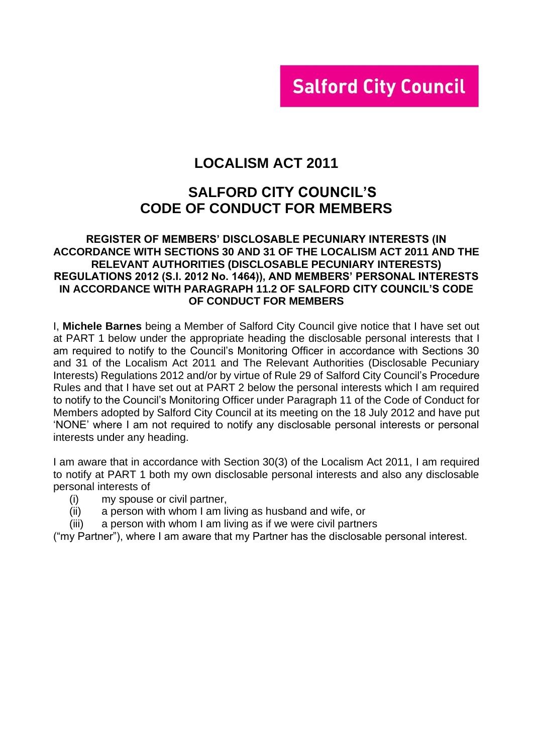**Salford City Council**

# LOCALISM ACT 2011

## SALFORD CITY COUNCIL'S CODE OF CONDUCT FOR MEMBERS

### REGISTER OF MEMBERS' DISCLOSABLE PECUNIARY INTERESTS (IN ACCORDANCE WITH SECTIONS 30 AND 31 OF THE LOCALISM ACT 2011 AND THE RELEVANT AUTHORITIES (DISCLOSABLE PECUNIARY INTERESTS) REGULATIONS 2012 (S.I. 2012 No. 1464)), AND MEMBERS' PERSONAL INTERESTS IN ACCORDANCE WITH PARAGRAPH 11.2 OF SALFORD CITY COUNCIL'S CODE OF CONDUCT FOR MEMBERS

I, **Michele Barnes** being a Member of Salford City Council give notice that I have set out at PART 1 below under the appropriate heading the disclosable personal interests that I am required to notify to the Council's Monitoring Officer in accordance with Sections 30 and 31 of the Localism Act 2011 and The Relevant Authorities (Disclosable Pecuniary Interests) Regulations 2012 and/or by virtue of Rule 29 of Salford City Council's Procedure Rules and that I have set out at PART 2 below the personal interests which I am required to notify to the Council's Monitoring Officer under Paragraph 11 of the Code of Conduct for Members adopted by Salford City Council at its meeting on the 18 July 2012 and have put 'NONE' where I am not required to notify any disclosable personal interests or personal interests under any heading.

I am aware that in accordance with Section 30(3) of the Localism Act 2011, I am required to notify at PART 1 both my own disclosable personal interests and also any disclosable personal interests of

(i) my spouse or civil partner,
(ii) a person with whom I am living as husband and wife, or
(iii) a person with whom I am living as if we were civil partners

("my Partner"), where I am aware that my Partner has the disclosable personal interest.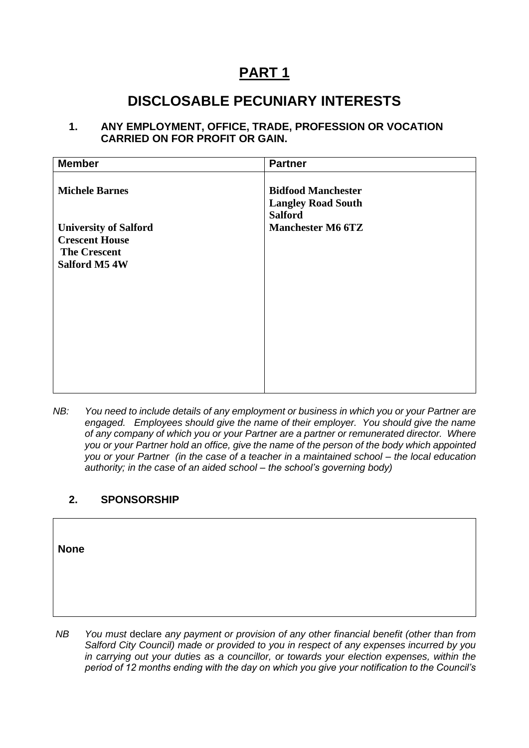# PART 1

## DISCLOSABLE PECUNIARY INTERESTS

### 1. ANY EMPLOYMENT, OFFICE, TRADE, PROFESSION OR VOCATION CARRIED ON FOR PROFIT OR GAIN.

| Member | Partner |
|---|---|
| **Michele Barnes**<br><br>**University of Salford**<br>**Crescent House**<br>**The Crescent**<br>**Salford M5 4W** | **Bidfood Manchester**<br>**Langley Road South**<br>**Salford**<br>**Manchester M6 6TZ** |

*NB: You need to include details of any employment or business in which you or your Partner are engaged. Employees should give the name of their employer. You should give the name of any company of which you or your Partner are a partner or remunerated director. Where you or your Partner hold an office, give the name of the person of the body which appointed you or your Partner (in the case of a teacher in a maintained school – the local education authority; in the case of an aided school – the school's governing body)*

### 2. SPONSORSHIP

| None |
|---|

*NB You must* declare *any payment or provision of any other financial benefit (other than from Salford City Council) made or provided to you in respect of any expenses incurred by you in carrying out your duties as a councillor, or towards your election expenses, within the period of 12 months ending with the day on which you give your notification to the Council's*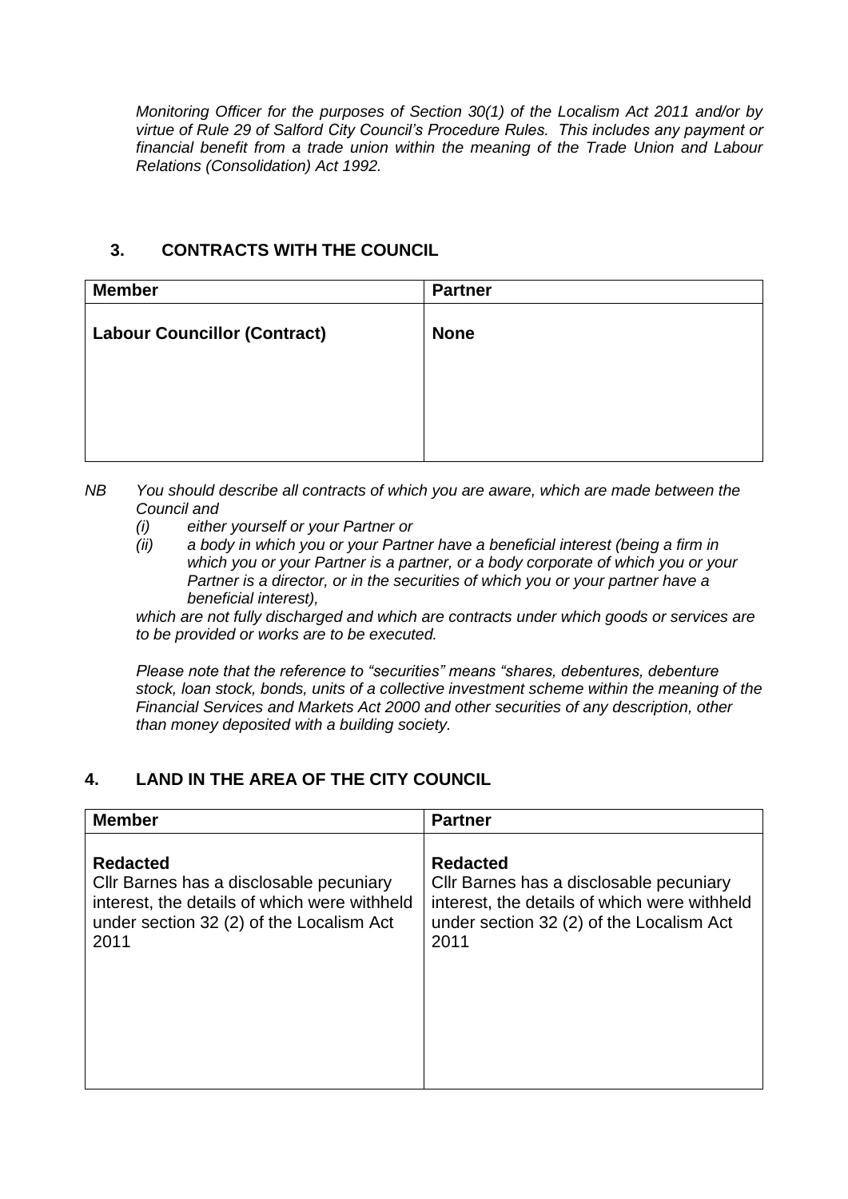*Monitoring Officer for the purposes of Section 30(1) of the Localism Act 2011 and/or by virtue of Rule 29 of Salford City Council's Procedure Rules. This includes any payment or financial benefit from a trade union within the meaning of the Trade Union and Labour Relations (Consolidation) Act 1992.*

## 3. CONTRACTS WITH THE COUNCIL

| Member | Partner |
|---|---|
| **Labour Councillor (Contract)** | **None** |

*NB You should describe all contracts of which you are aware, which are made between the Council and*

*(i) either yourself or your Partner or*

*(ii) a body in which you or your Partner have a beneficial interest (being a firm in which you or your Partner is a partner, or a body corporate of which you or your Partner is a director, or in the securities of which you or your partner have a beneficial interest),*

*which are not fully discharged and which are contracts under which goods or services are to be provided or works are to be executed.*

*Please note that the reference to "securities" means "shares, debentures, debenture stock, loan stock, bonds, units of a collective investment scheme within the meaning of the Financial Services and Markets Act 2000 and other securities of any description, other than money deposited with a building society.*

## 4. LAND IN THE AREA OF THE CITY COUNCIL

| Member | Partner |
|---|---|
| **Redacted**<br>Cllr Barnes has a disclosable pecuniary interest, the details of which were withheld under section 32 (2) of the Localism Act 2011 | **Redacted**<br>Cllr Barnes has a disclosable pecuniary interest, the details of which were withheld under section 32 (2) of the Localism Act 2011 |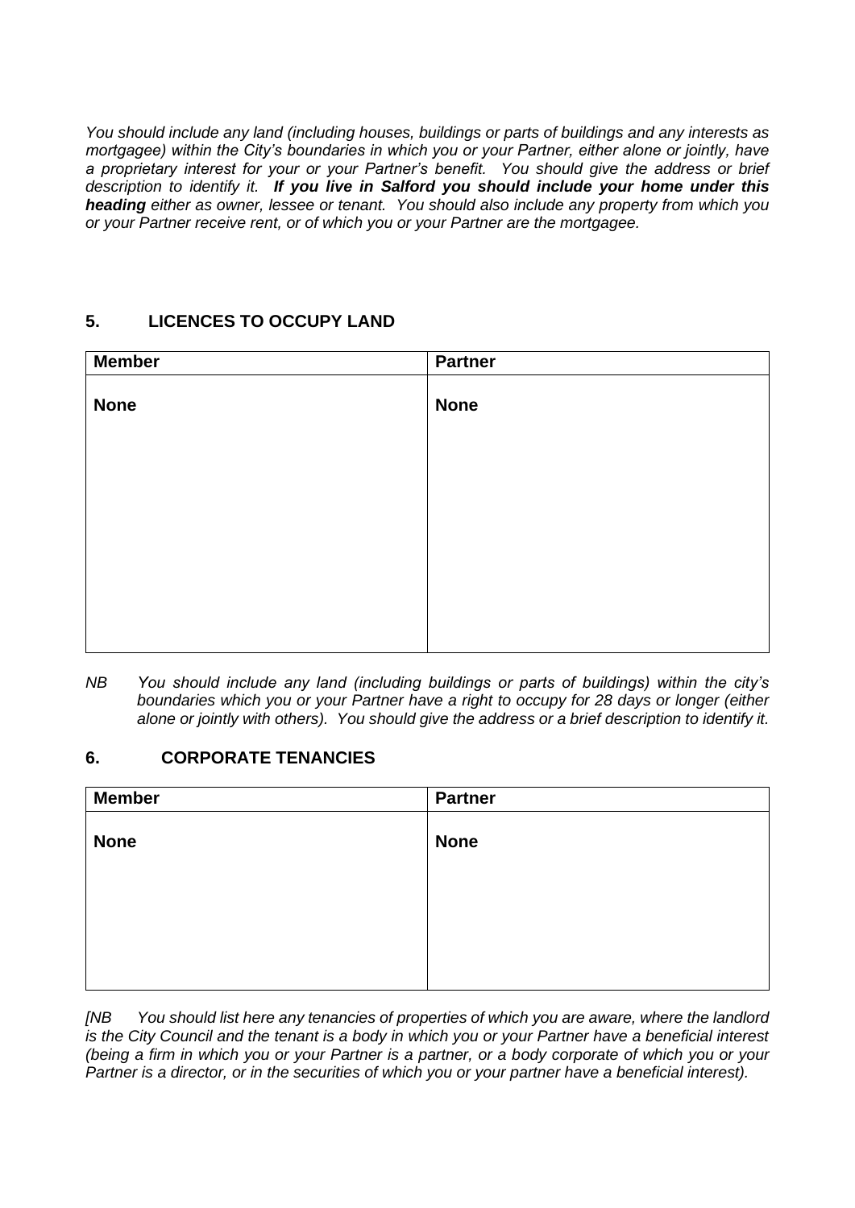*You should include any land (including houses, buildings or parts of buildings and any interests as mortgagee) within the City's boundaries in which you or your Partner, either alone or jointly, have a proprietary interest for your or your Partner's benefit. You should give the address or brief description to identify it.* ***If you live in Salford you should include your home under this heading*** *either as owner, lessee or tenant. You should also include any property from which you or your Partner receive rent, or of which you or your Partner are the mortgagee.*

## 5. LICENCES TO OCCUPY LAND

| Member | Partner |
|---|---|
| **None** | **None** |

*NB You should include any land (including buildings or parts of buildings) within the city's boundaries which you or your Partner have a right to occupy for 28 days or longer (either alone or jointly with others). You should give the address or a brief description to identify it.*

## 6. CORPORATE TENANCIES

| Member | Partner |
|---|---|
| **None** | **None** |

*[NB You should list here any tenancies of properties of which you are aware, where the landlord is the City Council and the tenant is a body in which you or your Partner have a beneficial interest (being a firm in which you or your Partner is a partner, or a body corporate of which you or your Partner is a director, or in the securities of which you or your partner have a beneficial interest).*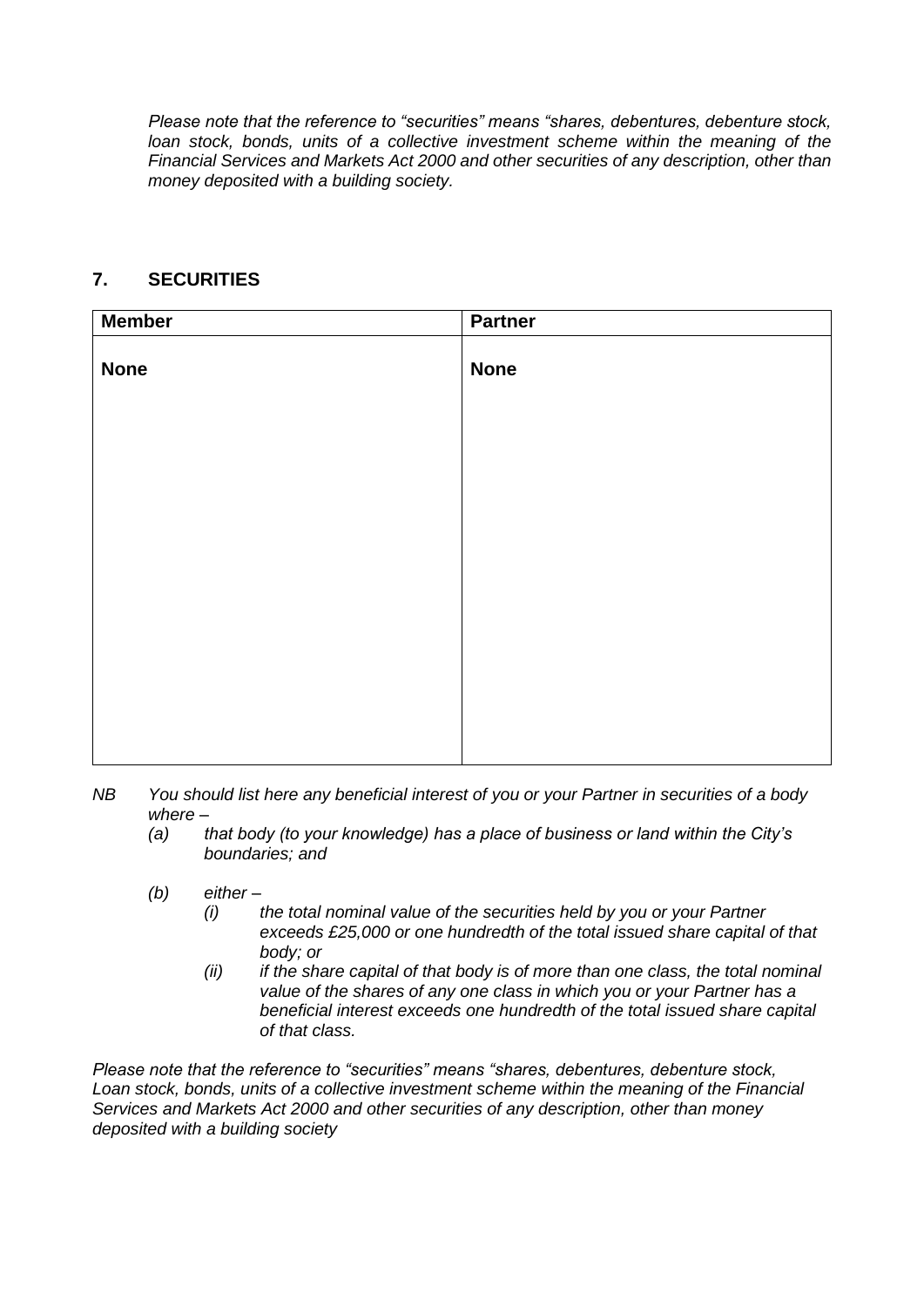*Please note that the reference to “securities” means “shares, debentures, debenture stock, loan stock, bonds, units of a collective investment scheme within the meaning of the Financial Services and Markets Act 2000 and other securities of any description, other than money deposited with a building society.*

## 7. SECURITIES

| Member | Partner |
|---|---|
| **None** | **None** |

*NB You should list here any beneficial interest of you or your Partner in securities of a body where –*

*(a) that body (to your knowledge) has a place of business or land within the City’s boundaries; and*

*(b) either –*

*(i) the total nominal value of the securities held by you or your Partner exceeds £25,000 or one hundredth of the total issued share capital of that body; or*

*(ii) if the share capital of that body is of more than one class, the total nominal value of the shares of any one class in which you or your Partner has a beneficial interest exceeds one hundredth of the total issued share capital of that class.*

*Please note that the reference to “securities” means “shares, debentures, debenture stock, Loan stock, bonds, units of a collective investment scheme within the meaning of the Financial Services and Markets Act 2000 and other securities of any description, other than money deposited with a building society*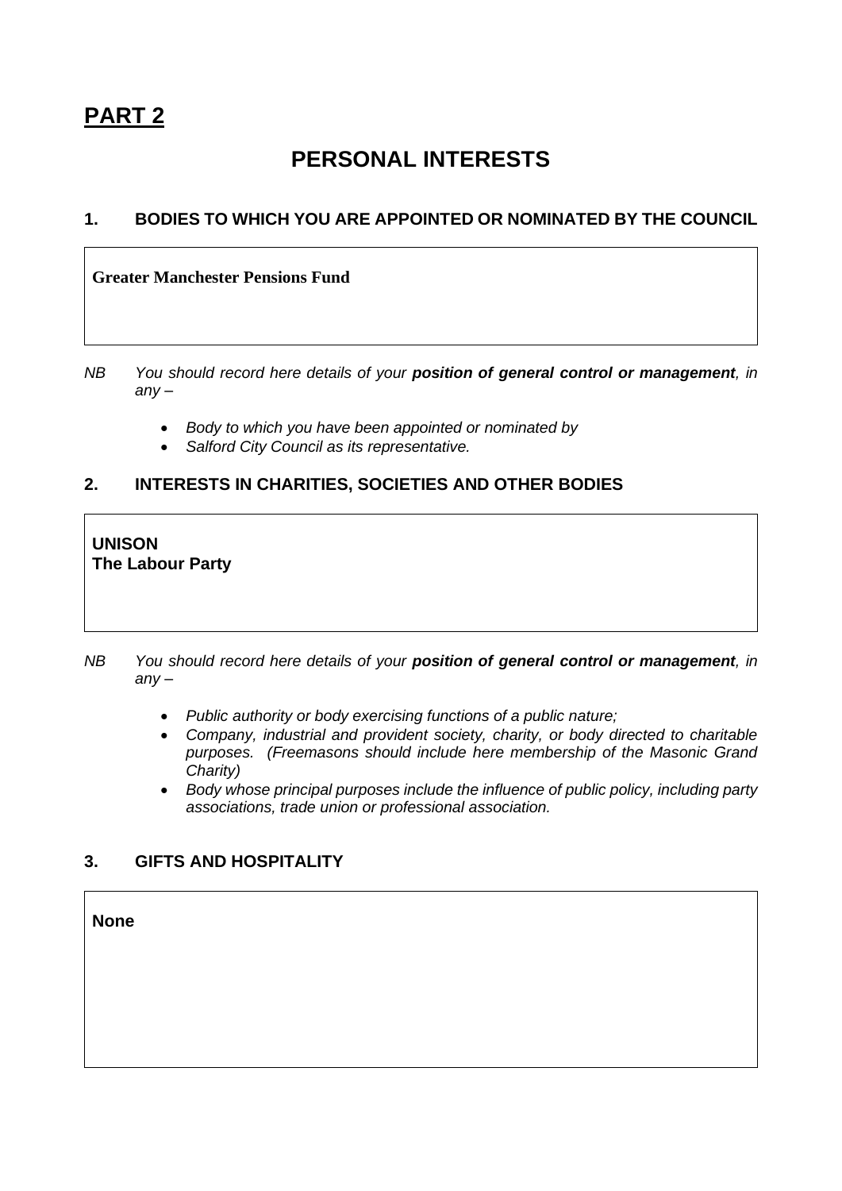# PART 2

## PERSONAL INTERESTS

### 1. BODIES TO WHICH YOU ARE APPOINTED OR NOMINATED BY THE COUNCIL

**Greater Manchester Pensions Fund**

*NB You should record here details of your **position of general control or management**, in any –*

- *Body to which you have been appointed or nominated by*
- *Salford City Council as its representative.*

### 2. INTERESTS IN CHARITIES, SOCIETIES AND OTHER BODIES

**UNISON**
**The Labour Party**

*NB You should record here details of your **position of general control or management**, in any –*

- *Public authority or body exercising functions of a public nature;*
- *Company, industrial and provident society, charity, or body directed to charitable purposes. (Freemasons should include here membership of the Masonic Grand Charity)*
- *Body whose principal purposes include the influence of public policy, including party associations, trade union or professional association.*

### 3. GIFTS AND HOSPITALITY

**None**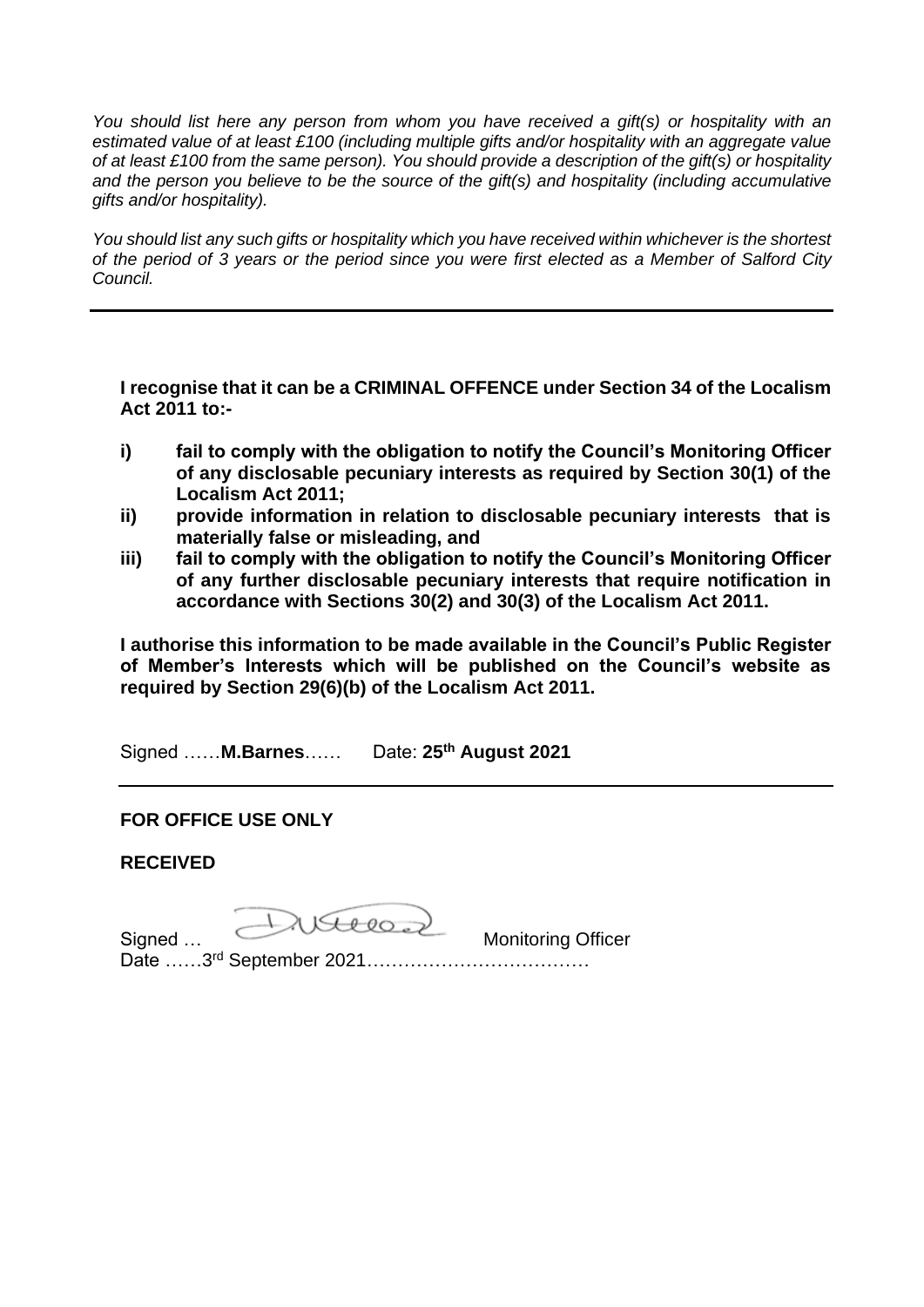*You should list here any person from whom you have received a gift(s) or hospitality with an estimated value of at least £100 (including multiple gifts and/or hospitality with an aggregate value of at least £100 from the same person). You should provide a description of the gift(s) or hospitality and the person you believe to be the source of the gift(s) and hospitality (including accumulative gifts and/or hospitality).*

*You should list any such gifts or hospitality which you have received within whichever is the shortest of the period of 3 years or the period since you were first elected as a Member of Salford City Council.*

---

**I recognise that it can be a CRIMINAL OFFENCE under Section 34 of the Localism Act 2011 to:-**

- **i) fail to comply with the obligation to notify the Council's Monitoring Officer of any disclosable pecuniary interests as required by Section 30(1) of the Localism Act 2011;**
- **ii) provide information in relation to disclosable pecuniary interests that is materially false or misleading, and**
- **iii) fail to comply with the obligation to notify the Council's Monitoring Officer of any further disclosable pecuniary interests that require notification in accordance with Sections 30(2) and 30(3) of the Localism Act 2011.**

**I authorise this information to be made available in the Council's Public Register of Member's Interests which will be published on the Council's website as required by Section 29(6)(b) of the Localism Act 2011.**

Signed ……**M.Barnes**…… Date: **25th August 2021**

---

**FOR OFFICE USE ONLY**

**RECEIVED**

Signed … [signature] Monitoring Officer

Date ……3rd September 2021………………………………